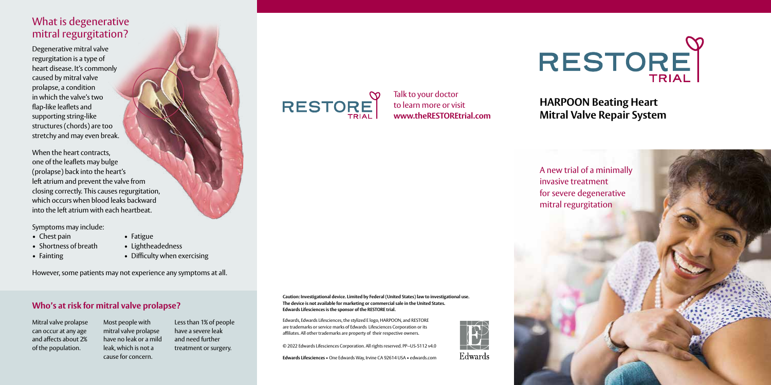## What is degenerative mitral regurgitation?

Degenerative mitral valve regurgitation is a type of heart disease. It's commonly caused by mitral valve prolapse, a condition in which the valve's two flap-like leaflets and supporting string-like structures (chords) are too stretchy and may even break.

When the heart contracts, one of the leaflets may bulge (prolapse) back into the heart's left atrium and prevent the valve from closing correctly. This causes regurgitation, which occurs when blood leaks backward into the left atrium with each heartbeat.

Symptoms may include:

- Chest pain
- Shortness of breath
- Fainting
- Fatigue
- Lightheadedness
- Difficulty when exercising

However, some patients may not experience any symptoms at all.

### Who's at risk for mitral valve prolapse?

Mitral valve prolapse can occur at any age and affects about 2% of the population.

Most people with mitral valve prolapse have no leak or a mild leak, which is not a cause for concern.

Less than 1% of people have a severe leak and need further treatment or surgery.

RESTORE TRIAL

Talk to your doctor to learn more or visit **www.theRESTOREtrial.com**

**Caution: Investigational device. Limited by Federal (United States) law to investigational use. The device is not available for marketing or commercial sale in the United States. Edwards Lifesciences is the sponsor of the RESTORE trial.**

Edwards, Edwards Lifesciences, the stylized E logo, HARPOON, and RESTORE are trademarks or service marks of Edwards Lifesciences Corporation or its affiliates. All other trademarks are property of their respective owners.

© 2022 Edwards Lifesciences Corporation. All rights reserved. PP--US-5112 v4.0

**Edwards Lifesciences** • One Edwards Way, Irvine CA 92614 USA • edwards.com

Edwards

# RESTORE TRIAL

## HARPOON Beating Heart Mitral Valve Repair System

A new trial of a minimally invasive treatment for severe degenerative mitral regurgitation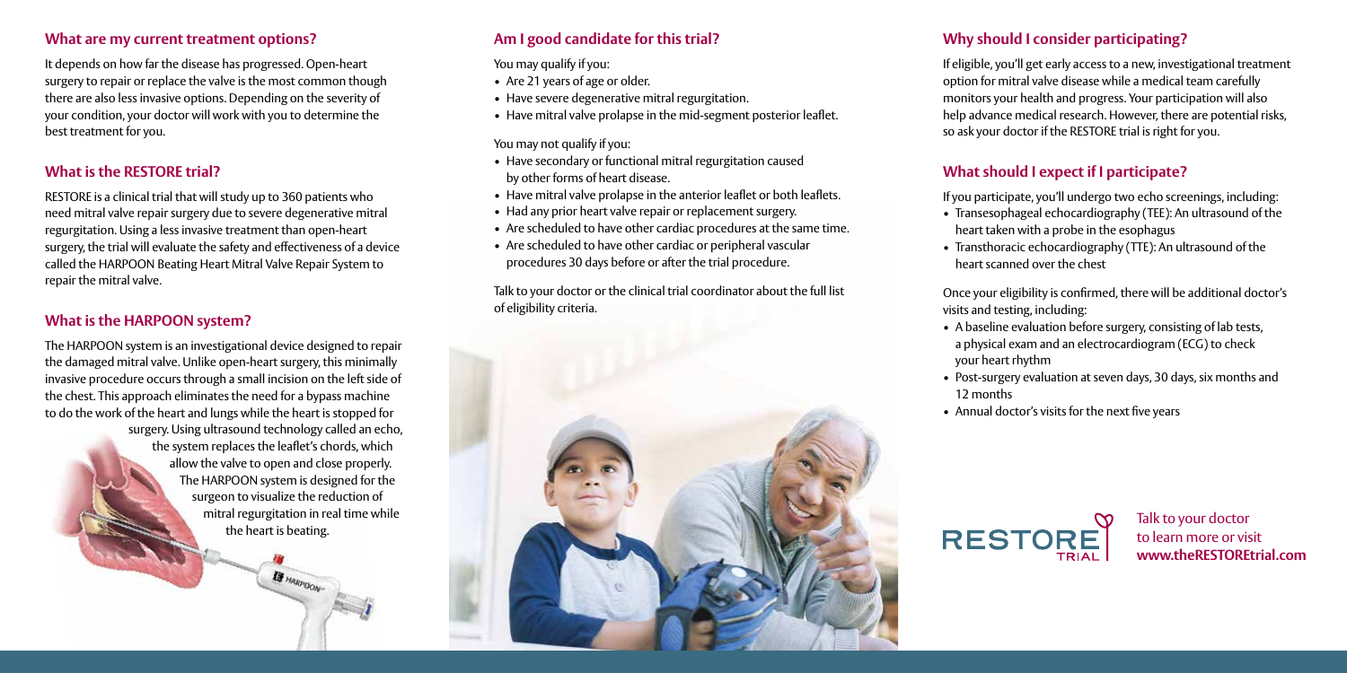## What are my current treatment options?

It depends on how far the disease has progressed. Open-heart surgery to repair or replace the valve is the most common though there are also less invasive options. Depending on the severity of your condition, your doctor will work with you to determine the best treatment for you.

## What is the RESTORE trial?

RESTORE is a clinical trial that will study up to 360 patients who need mitral valve repair surgery due to severe degenerative mitral regurgitation. Using a less invasive treatment than open-heart surgery, the trial will evaluate the safety and effectiveness of a device called the HARPOON Beating Heart Mitral Valve Repair System to repair the mitral valve.

## What is the HARPOON system?

The HARPOON system is an investigational device designed to repair the damaged mitral valve. Unlike open-heart surgery, this minimally invasive procedure occurs through a small incision on the left side of the chest. This approach eliminates the need for a bypass machine to do the work of the heart and lungs while the heart is stopped for surgery. Using ultrasound technology called an echo, the system replaces the leaflet's chords, which allow the valve to open and close properly. The HARPOON system is designed for the surgeon to visualize the reduction of mitral regurgitation in real time while the heart is beating.

## Am I good candidate for this trial?

You may qualify if you:

- Are 21 years of age or older.
- Have severe degenerative mitral regurgitation.
- Have mitral valve prolapse in the mid-segment posterior leaflet.

You may not qualify if you:

- Have secondary or functional mitral regurgitation caused by other forms of heart disease.
- Have mitral valve prolapse in the anterior leaflet or both leaflets.
- Had any prior heart valve repair or replacement surgery.
- Are scheduled to have other cardiac procedures at the same time.
- Are scheduled to have other cardiac or peripheral vascular procedures 30 days before or after the trial procedure.

Talk to your doctor or the clinical trial coordinator about the full list of eligibility criteria.

## Why should I consider participating?

If eligible, you'll get early access to a new, investigational treatment option for mitral valve disease while a medical team carefully monitors your health and progress. Your participation will also help advance medical research. However, there are potential risks, so ask your doctor if the RESTORE trial is right for you.

## What should I expect if I participate?

If you participate, you'll undergo two echo screenings, including:

- Transesophageal echocardiography (TEE): An ultrasound of the heart taken with a probe in the esophagus
- Transthoracic echocardiography (TTE): An ultrasound of the heart scanned over the chest

Once your eligibility is confirmed, there will be additional doctor's visits and testing, including:

- A baseline evaluation before surgery, consisting of lab tests, a physical exam and an electrocardiogram (ECG) to check your heart rhythm
- Post-surgery evaluation at seven days, 30 days, six months and 12 months
- Annual doctor's visits for the next five years

RESTORE TRIAL

Talk to your doctor to learn more or visit **www.theRESTOREtrial.com**